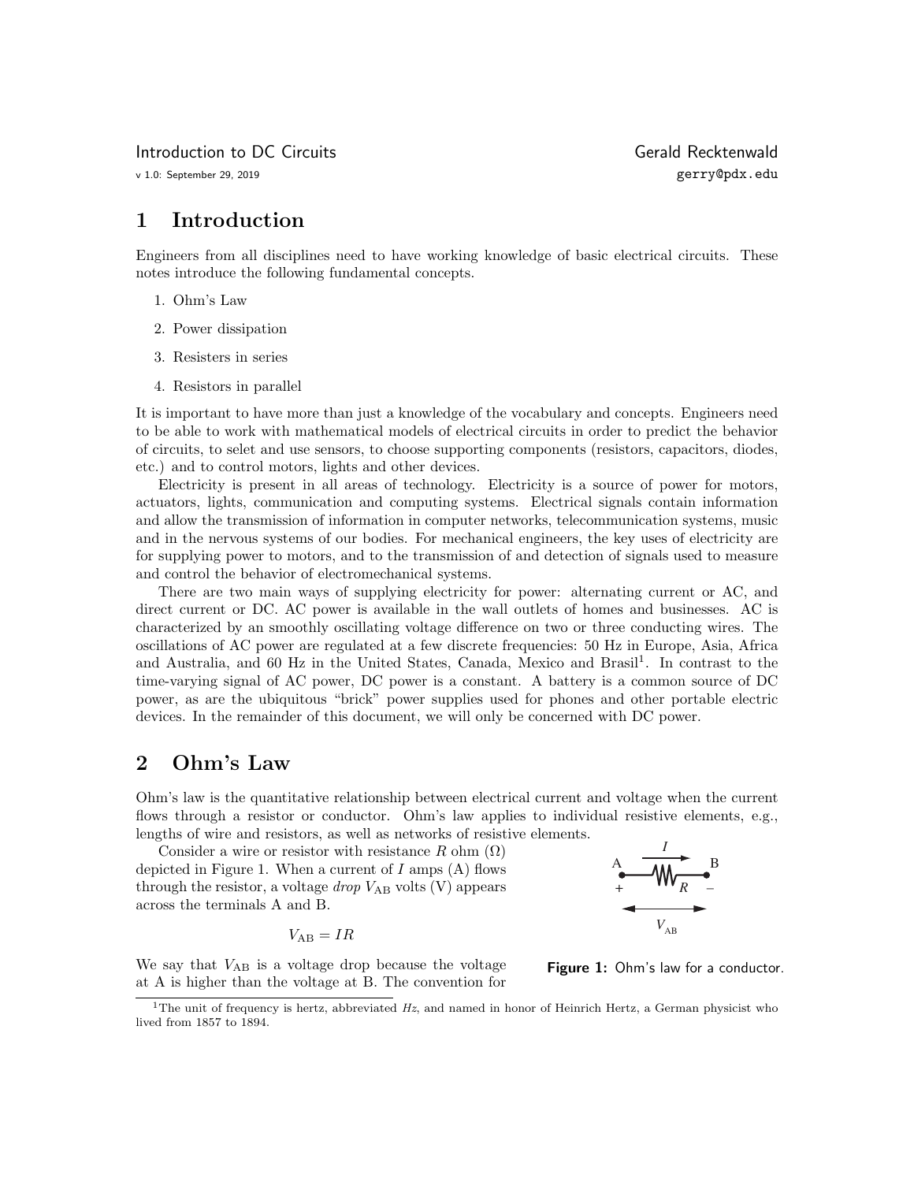Introduction to DC Circuits

v 1.0: September 29, 2019

Gerald Recktenwald

gerry@pdx.edu

# 1 Introduction

Engineers from all disciplines need to have working knowledge of basic electrical circuits. These notes introduce the following fundamental concepts.

1. Ohm's Law
2. Power dissipation
3. Resisters in series
4. Resistors in parallel

It is important to have more than just a knowledge of the vocabulary and concepts. Engineers need to be able to work with mathematical models of electrical circuits in order to predict the behavior of circuits, to selet and use sensors, to choose supporting components (resistors, capacitors, diodes, etc.) and to control motors, lights and other devices.

Electricity is present in all areas of technology. Electricity is a source of power for motors, actuators, lights, communication and computing systems. Electrical signals contain information and allow the transmission of information in computer networks, telecommunication systems, music and in the nervous systems of our bodies. For mechanical engineers, the key uses of electricity are for supplying power to motors, and to the transmission of and detection of signals used to measure and control the behavior of electromechanical systems.

There are two main ways of supplying electricity for power: alternating current or AC, and direct current or DC. AC power is available in the wall outlets of homes and businesses. AC is characterized by an smoothly oscillating voltage difference on two or three conducting wires. The oscillations of AC power are regulated at a few discrete frequencies: 50 Hz in Europe, Asia, Africa and Australia, and 60 Hz in the United States, Canada, Mexico and Brasil[1]. In contrast to the time-varying signal of AC power, DC power is a constant. A battery is a common source of DC power, as are the ubiquitous "brick" power supplies used for phones and other portable electric devices. In the remainder of this document, we will only be concerned with DC power.

# 2 Ohm's Law

Ohm's law is the quantitative relationship between electrical current and voltage when the current flows through a resistor or conductor. Ohm's law applies to individual resistive elements, e.g., lengths of wire and resistors, as well as networks of resistive elements.

Consider a wire or resistor with resistance $R$ ohm ($\Omega$) depicted in Figure 1. When a current of $I$ amps (A) flows through the resistor, a voltage *drop* $V_{\mathrm{AB}}$ volts (V) appears across the terminals A and B.

$$V_{\mathrm{AB}} = IR$$

**Figure 1:** Ohm's law for a conductor.

We say that $V_{\mathrm{AB}}$ is a voltage drop because the voltage at A is higher than the voltage at B. The convention for

[1] The unit of frequency is hertz, abbreviated *Hz*, and named in honor of Heinrich Hertz, a German physicist who lived from 1857 to 1894.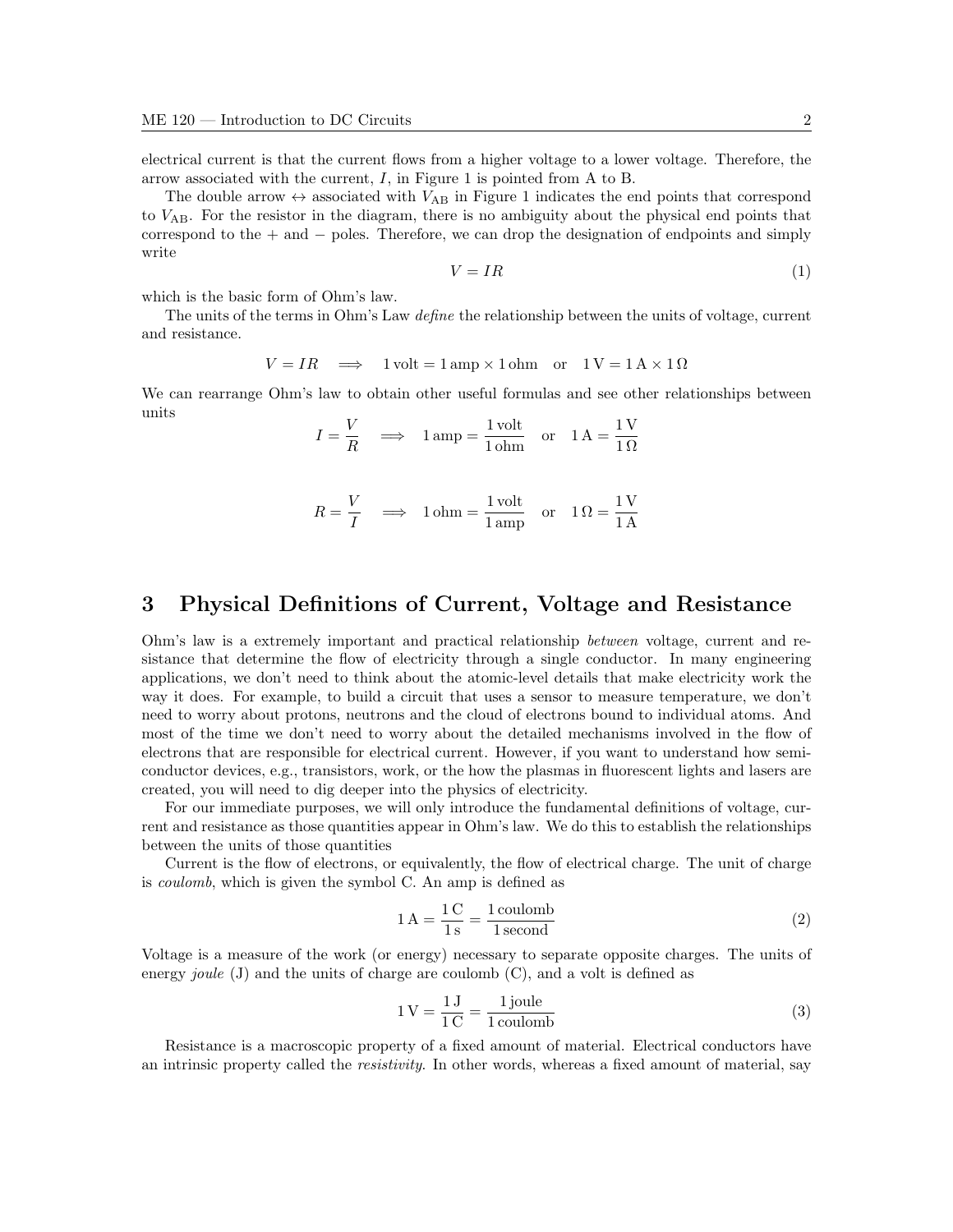electrical current is that the current flows from a higher voltage to a lower voltage. Therefore, the arrow associated with the current, $I$, in Figure 1 is pointed from A to B.

The double arrow $\leftrightarrow$ associated with $V_{\mathrm{AB}}$ in Figure 1 indicates the end points that correspond to $V_{\mathrm{AB}}$. For the resistor in the diagram, there is no ambiguity about the physical end points that correspond to the + and − poles. Therefore, we can drop the designation of endpoints and simply write

$$V = IR \tag{1}$$

which is the basic form of Ohm's law.

The units of the terms in Ohm's Law *define* the relationship between the units of voltage, current and resistance.

$$V = IR \quad \Longrightarrow \quad 1\,\text{volt} = 1\,\text{amp} \times 1\,\text{ohm} \quad \text{or} \quad 1\,\mathrm{V} = 1\,\mathrm{A} \times 1\,\Omega$$

We can rearrange Ohm's law to obtain other useful formulas and see other relationships between units

$$I = \frac{V}{R} \quad \Longrightarrow \quad 1\,\text{amp} = \frac{1\,\text{volt}}{1\,\text{ohm}} \quad \text{or} \quad 1\,\mathrm{A} = \frac{1\,\mathrm{V}}{1\,\Omega}$$

$$R = \frac{V}{I} \quad \Longrightarrow \quad 1\,\text{ohm} = \frac{1\,\text{volt}}{1\,\text{amp}} \quad \text{or} \quad 1\,\Omega = \frac{1\,\mathrm{V}}{1\,\mathrm{A}}$$

## 3 Physical Definitions of Current, Voltage and Resistance

Ohm's law is a extremely important and practical relationship *between* voltage, current and resistance that determine the flow of electricity through a single conductor. In many engineering applications, we don't need to think about the atomic-level details that make electricity work the way it does. For example, to build a circuit that uses a sensor to measure temperature, we don't need to worry about protons, neutrons and the cloud of electrons bound to individual atoms. And most of the time we don't need to worry about the detailed mechanisms involved in the flow of electrons that are responsible for electrical current. However, if you want to understand how semiconductor devices, e.g., transistors, work, or the how the plasmas in fluorescent lights and lasers are created, you will need to dig deeper into the physics of electricity.

For our immediate purposes, we will only introduce the fundamental definitions of voltage, current and resistance as those quantities appear in Ohm's law. We do this to establish the relationships between the units of those quantities

Current is the flow of electrons, or equivalently, the flow of electrical charge. The unit of charge is *coulomb*, which is given the symbol C. An amp is defined as

$$1\,\mathrm{A} = \frac{1\,\mathrm{C}}{1\,\mathrm{s}} = \frac{1\,\text{coulomb}}{1\,\text{second}} \tag{2}$$

Voltage is a measure of the work (or energy) necessary to separate opposite charges. The units of energy *joule* (J) and the units of charge are coulomb (C), and a volt is defined as

$$1\,\mathrm{V} = \frac{1\,\mathrm{J}}{1\,\mathrm{C}} = \frac{1\,\text{joule}}{1\,\text{coulomb}} \tag{3}$$

Resistance is a macroscopic property of a fixed amount of material. Electrical conductors have an intrinsic property called the *resistivity*. In other words, whereas a fixed amount of material, say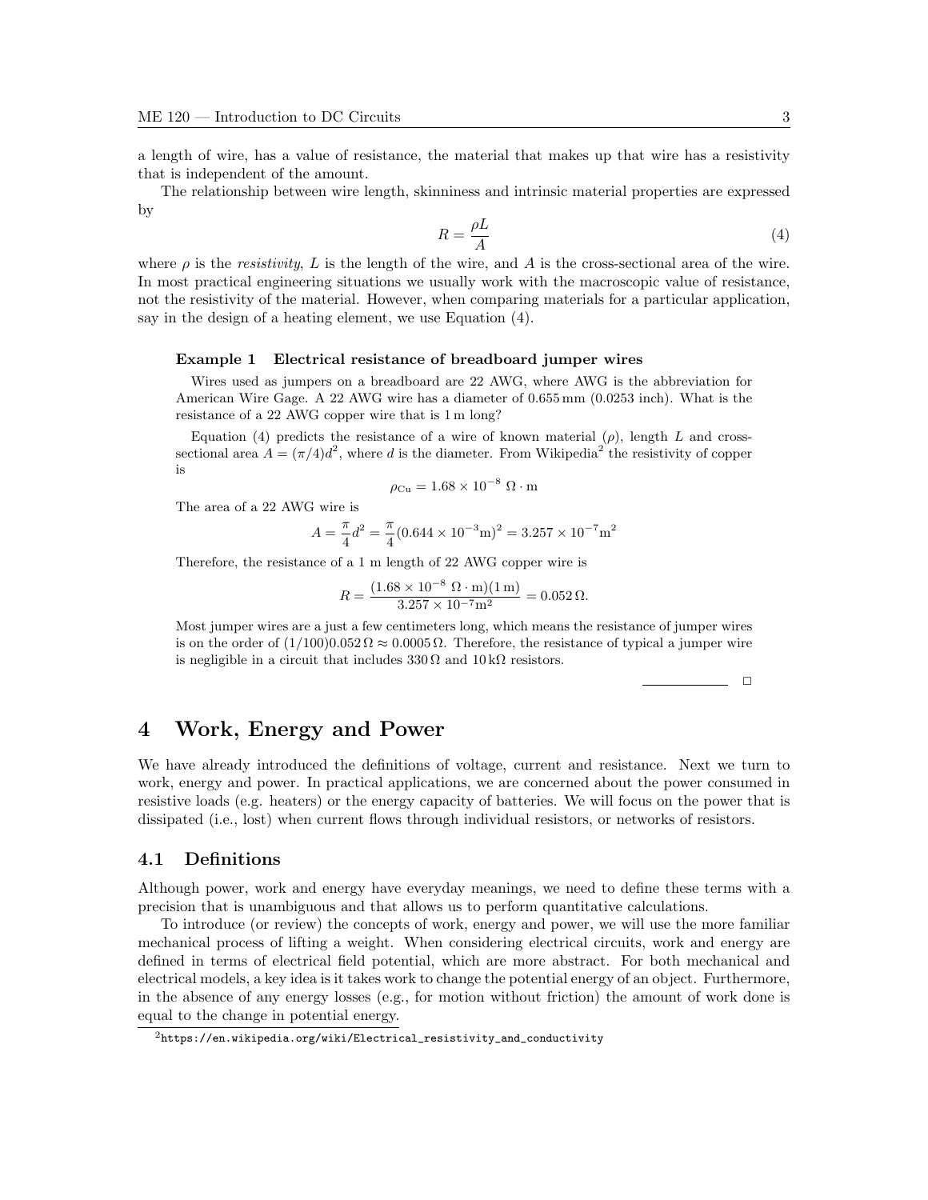a length of wire, has a value of resistance, the material that makes up that wire has a resistivity that is independent of the amount.

The relationship between wire length, skinniness and intrinsic material properties are expressed by

$$R = \frac{\rho L}{A} \tag{4}$$

where $\rho$ is the *resistivity*, $L$ is the length of the wire, and $A$ is the cross-sectional area of the wire. In most practical engineering situations we usually work with the macroscopic value of resistance, not the resistivity of the material. However, when comparing materials for a particular application, say in the design of a heating element, we use Equation (4).

**Example 1 Electrical resistance of breadboard jumper wires**

Wires used as jumpers on a breadboard are 22 AWG, where AWG is the abbreviation for American Wire Gage. A 22 AWG wire has a diameter of 0.655 mm (0.0253 inch). What is the resistance of a 22 AWG copper wire that is 1 m long?

Equation (4) predicts the resistance of a wire of known material ($\rho$), length $L$ and cross-sectional area $A = (\pi/4)d^2$, where $d$ is the diameter. From Wikipedia[2] the resistivity of copper is

$$\rho_{\text{Cu}} = 1.68 \times 10^{-8}\ \Omega \cdot \text{m}$$

The area of a 22 AWG wire is

$$A = \frac{\pi}{4}d^2 = \frac{\pi}{4}(0.644 \times 10^{-3}\text{m})^2 = 3.257 \times 10^{-7}\text{m}^2$$

Therefore, the resistance of a 1 m length of 22 AWG copper wire is

$$R = \frac{(1.68 \times 10^{-8}\ \Omega \cdot \text{m})(1\,\text{m})}{3.257 \times 10^{-7}\text{m}^2} = 0.052\,\Omega.$$

Most jumper wires are a just a few centimeters long, which means the resistance of jumper wires is on the order of $(1/100)0.052\,\Omega \approx 0.0005\,\Omega$. Therefore, the resistance of typical a jumper wire is negligible in a circuit that includes $330\,\Omega$ and $10\,\text{k}\Omega$ resistors.

□

# 4 Work, Energy and Power

We have already introduced the definitions of voltage, current and resistance. Next we turn to work, energy and power. In practical applications, we are concerned about the power consumed in resistive loads (e.g. heaters) or the energy capacity of batteries. We will focus on the power that is dissipated (i.e., lost) when current flows through individual resistors, or networks of resistors.

## 4.1 Definitions

Although power, work and energy have everyday meanings, we need to define these terms with a precision that is unambiguous and that allows us to perform quantitative calculations.

To introduce (or review) the concepts of work, energy and power, we will use the more familiar mechanical process of lifting a weight. When considering electrical circuits, work and energy are defined in terms of electrical field potential, which are more abstract. For both mechanical and electrical models, a key idea is it takes work to change the potential energy of an object. Furthermore, in the absence of any energy losses (e.g., for motion without friction) the amount of work done is equal to the change in potential energy.

[2] https://en.wikipedia.org/wiki/Electrical_resistivity_and_conductivity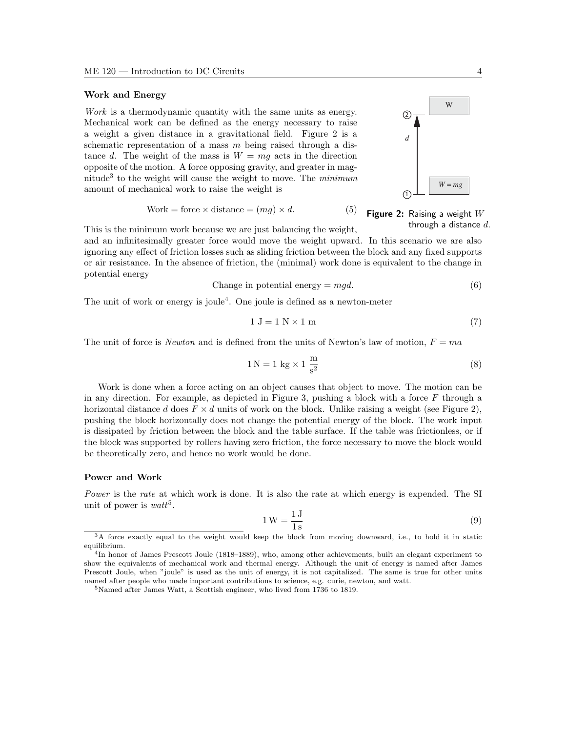### Work and Energy

*Work* is a thermodynamic quantity with the same units as energy. Mechanical work can be defined as the energy necessary to raise a weight a given distance in a gravitational field. Figure 2 is a schematic representation of a mass $m$ being raised through a distance $d$. The weight of the mass is $W = mg$ acts in the direction opposite of the motion. A force opposing gravity, and greater in magnitude[3] to the weight will cause the weight to move. The *minimum* amount of mechanical work to raise the weight is

$$\text{Work} = \text{force} \times \text{distance} = (mg) \times d. \tag{5}$$

**Figure 2:** Raising a weight $W$ through a distance $d$.

This is the minimum work because we are just balancing the weight, and an infinitesimally greater force would move the weight upward. In this scenario we are also ignoring any effect of friction losses such as sliding friction between the block and any fixed supports or air resistance. In the absence of friction, the (minimal) work done is equivalent to the change in potential energy

$$\text{Change in potential energy} = mgd. \tag{6}$$

The unit of work or energy is joule[4]. One joule is defined as a newton-meter

$$1 \text{ J} = 1 \text{ N} \times 1 \text{ m} \tag{7}$$

The unit of force is *Newton* and is defined from the units of Newton's law of motion, $F = ma$

$$1 \text{N} = 1 \text{ kg} \times 1 \ \frac{\text{m}}{\text{s}^2} \tag{8}$$

Work is done when a force acting on an object causes that object to move. The motion can be in any direction. For example, as depicted in Figure 3, pushing a block with a force $F$ through a horizontal distance $d$ does $F \times d$ units of work on the block. Unlike raising a weight (see Figure 2), pushing the block horizontally does not change the potential energy of the block. The work input is dissipated by friction between the block and the table surface. If the table was frictionless, or if the block was supported by rollers having zero friction, the force necessary to move the block would be theoretically zero, and hence no work would be done.

### Power and Work

*Power* is the *rate* at which work is done. It is also the rate at which energy is expended. The SI unit of power is *watt*[5].

$$1 \text{W} = \frac{1 \text{J}}{1 \text{s}} \tag{9}$$

---

[3] A force exactly equal to the weight would keep the block from moving downward, i.e., to hold it in static equilibrium.

[4] In honor of James Prescott Joule (1818–1889), who, among other achievements, built an elegant experiment to show the equivalents of mechanical work and thermal energy. Although the unit of energy is named after James Prescott Joule, when "joule" is used as the unit of energy, it is not capitalized. The same is true for other units named after people who made important contributions to science, e.g. curie, newton, and watt.

[5] Named after James Watt, a Scottish engineer, who lived from 1736 to 1819.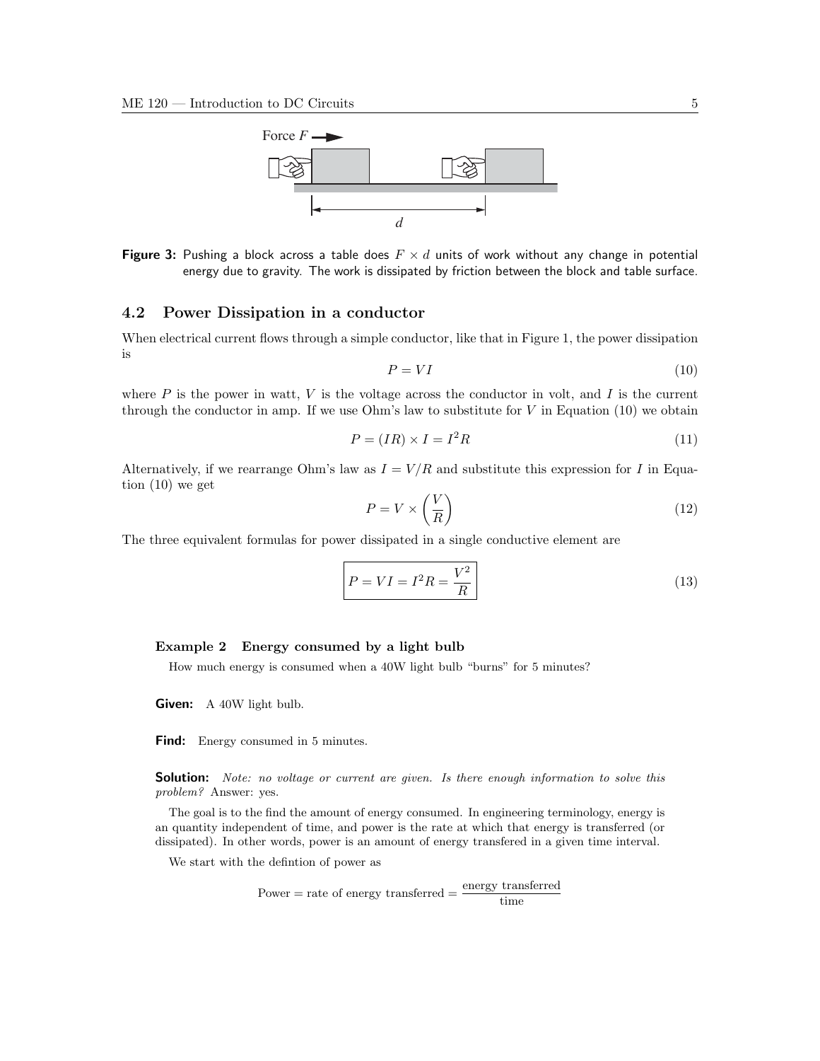**Figure 3:** Pushing a block across a table does $F \times d$ units of work without any change in potential energy due to gravity. The work is dissipated by friction between the block and table surface.

### 4.2 Power Dissipation in a conductor

When electrical current flows through a simple conductor, like that in Figure 1, the power dissipation is

$$P = VI \tag{10}$$

where $P$ is the power in watt, $V$ is the voltage across the conductor in volt, and $I$ is the current through the conductor in amp. If we use Ohm's law to substitute for $V$ in Equation (10) we obtain

$$P = (IR) \times I = I^2 R \tag{11}$$

Alternatively, if we rearrange Ohm's law as $I = V/R$ and substitute this expression for $I$ in Equation (10) we get

$$P = V \times \left(\frac{V}{R}\right) \tag{12}$$

The three equivalent formulas for power dissipated in a single conductive element are

$$\boxed{P = VI = I^2 R = \frac{V^2}{R}} \tag{13}$$

#### Example 2 Energy consumed by a light bulb

How much energy is consumed when a 40W light bulb "burns" for 5 minutes?

**Given:** A 40W light bulb.

**Find:** Energy consumed in 5 minutes.

**Solution:** *Note: no voltage or current are given. Is there enough information to solve this problem?* Answer: yes.

The goal is to the find the amount of energy consumed. In engineering terminology, energy is an quantity independent of time, and power is the rate at which that energy is transferred (or dissipated). In other words, power is an amount of energy transfered in a given time interval.

We start with the defintion of power as

$$\text{Power} = \text{rate of energy transferred} = \frac{\text{energy transferred}}{\text{time}}$$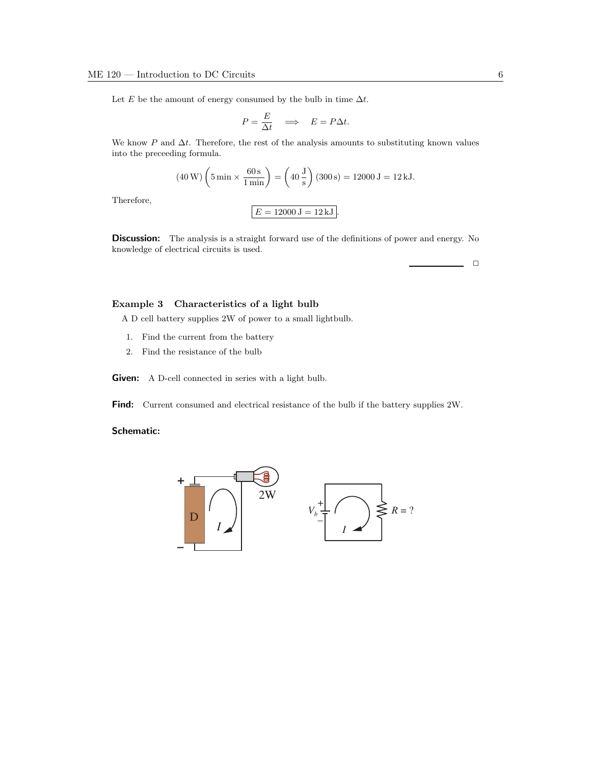Let $E$ be the amount of energy consumed by the bulb in time $\Delta t$.

$$P = \frac{E}{\Delta t} \quad \Longrightarrow \quad E = P\Delta t.$$

We know $P$ and $\Delta t$. Therefore, the rest of the analysis amounts to substituting known values into the preceeding formula.

$$(40\,\text{W})\left(5\,\text{min} \times \frac{60\,\text{s}}{1\,\text{min}}\right) = \left(40\,\frac{\text{J}}{\text{s}}\right)(300\,\text{s}) = 12000\,\text{J} = 12\,\text{kJ}.$$

Therefore,

$$\boxed{E = 12000\,\text{J} = 12\,\text{kJ}}.$$

**Discussion:** The analysis is a straight forward use of the definitions of power and energy. No knowledge of electrical circuits is used.

□

### Example 3 Characteristics of a light bulb

A D cell battery supplies 2W of power to a small lightbulb.

1. Find the current from the battery
2. Find the resistance of the bulb

**Given:** A D-cell connected in series with a light bulb.

**Find:** Current consumed and electrical resistance of the bulb if the battery supplies 2W.

**Schematic:**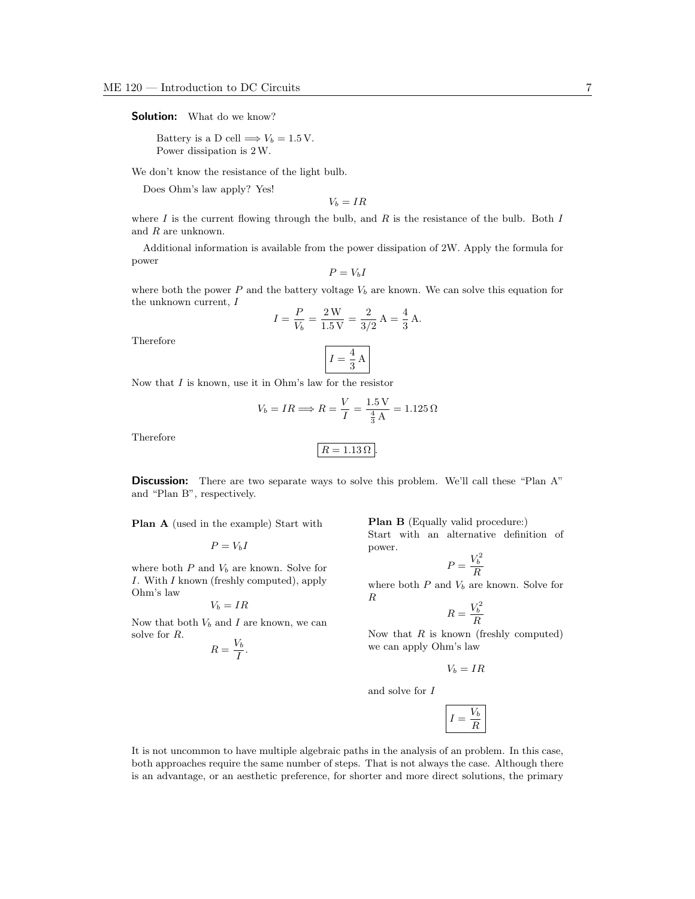**Solution:** What do we know?

> Battery is a D cell $\Longrightarrow V_b = 1.5\,\text{V}$.
> Power dissipation is 2 W.

We don't know the resistance of the light bulb.

Does Ohm's law apply? Yes!

$$V_b = IR$$

where $I$ is the current flowing through the bulb, and $R$ is the resistance of the bulb. Both $I$ and $R$ are unknown.

Additional information is available from the power dissipation of 2W. Apply the formula for power

$$P = V_b I$$

where both the power $P$ and the battery voltage $V_b$ are known. We can solve this equation for the unknown current, $I$

$$I = \frac{P}{V_b} = \frac{2\,\text{W}}{1.5\,\text{V}} = \frac{2}{3/2}\,\text{A} = \frac{4}{3}\,\text{A}.$$

Therefore

$$\boxed{I = \frac{4}{3}\,\text{A}}$$

Now that $I$ is known, use it in Ohm's law for the resistor

$$V_b = IR \Longrightarrow R = \frac{V}{I} = \frac{1.5\,\text{V}}{\frac{4}{3}\,\text{A}} = 1.125\,\Omega$$

Therefore

$$\boxed{R = 1.13\,\Omega}.$$

**Discussion:** There are two separate ways to solve this problem. We'll call these "Plan A" and "Plan B", respectively.

**Plan A** (used in the example) Start with

$$P = V_b I$$

where both $P$ and $V_b$ are known. Solve for $I$. With $I$ known (freshly computed), apply Ohm's law

$$V_b = IR$$

Now that both $V_b$ and $I$ are known, we can solve for $R$.

$$R = \frac{V_b}{I}.$$

**Plan B** (Equally valid procedure:) Start with an alternative definition of power.

$$P = \frac{V_b^2}{R}$$

where both $P$ and $V_b$ are known. Solve for $R$

$$R = \frac{V_b^2}{R}$$

Now that $R$ is known (freshly computed) we can apply Ohm's law

$$V_b = IR$$

and solve for $I$

$$\boxed{I = \frac{V_b}{R}}$$

It is not uncommon to have multiple algebraic paths in the analysis of an problem. In this case, both approaches require the same number of steps. That is not always the case. Although there is an advantage, or an aesthetic preference, for shorter and more direct solutions, the primary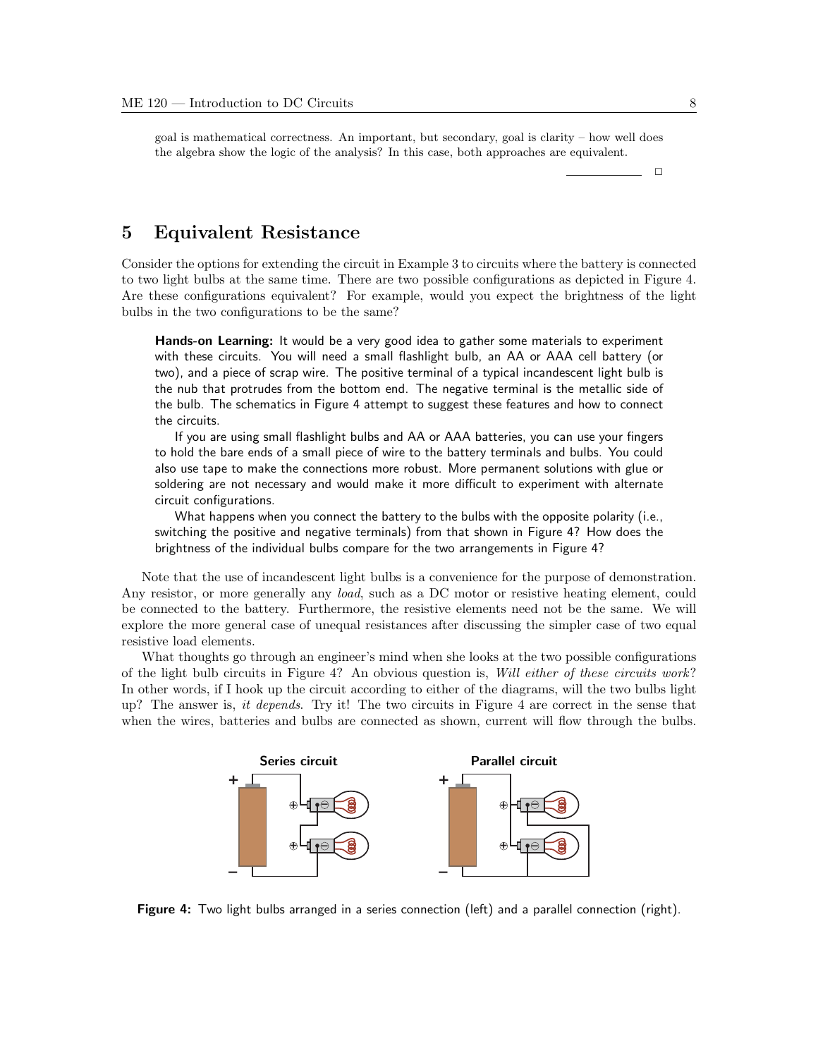goal is mathematical correctness. An important, but secondary, goal is clarity – how well does the algebra show the logic of the analysis? In this case, both approaches are equivalent.

□

## 5 Equivalent Resistance

Consider the options for extending the circuit in Example 3 to circuits where the battery is connected to two light bulbs at the same time. There are two possible configurations as depicted in Figure 4. Are these configurations equivalent? For example, would you expect the brightness of the light bulbs in the two configurations to be the same?

> **Hands-on Learning:** It would be a very good idea to gather some materials to experiment with these circuits. You will need a small flashlight bulb, an AA or AAA cell battery (or two), and a piece of scrap wire. The positive terminal of a typical incandescent light bulb is the nub that protrudes from the bottom end. The negative terminal is the metallic side of the bulb. The schematics in Figure 4 attempt to suggest these features and how to connect the circuits.
>
> If you are using small flashlight bulbs and AA or AAA batteries, you can use your fingers to hold the bare ends of a small piece of wire to the battery terminals and bulbs. You could also use tape to make the connections more robust. More permanent solutions with glue or soldering are not necessary and would make it more difficult to experiment with alternate circuit configurations.
>
> What happens when you connect the battery to the bulbs with the opposite polarity (i.e., switching the positive and negative terminals) from that shown in Figure 4? How does the brightness of the individual bulbs compare for the two arrangements in Figure 4?

Note that the use of incandescent light bulbs is a convenience for the purpose of demonstration. Any resistor, or more generally any *load*, such as a DC motor or resistive heating element, could be connected to the battery. Furthermore, the resistive elements need not be the same. We will explore the more general case of unequal resistances after discussing the simpler case of two equal resistive load elements.

What thoughts go through an engineer's mind when she looks at the two possible configurations of the light bulb circuits in Figure 4? An obvious question is, *Will either of these circuits work?* In other words, if I hook up the circuit according to either of the diagrams, will the two bulbs light up? The answer is, *it depends*. Try it! The two circuits in Figure 4 are correct in the sense that when the wires, batteries and bulbs are connected as shown, current will flow through the bulbs.

**Figure 4:** Two light bulbs arranged in a series connection (left) and a parallel connection (right).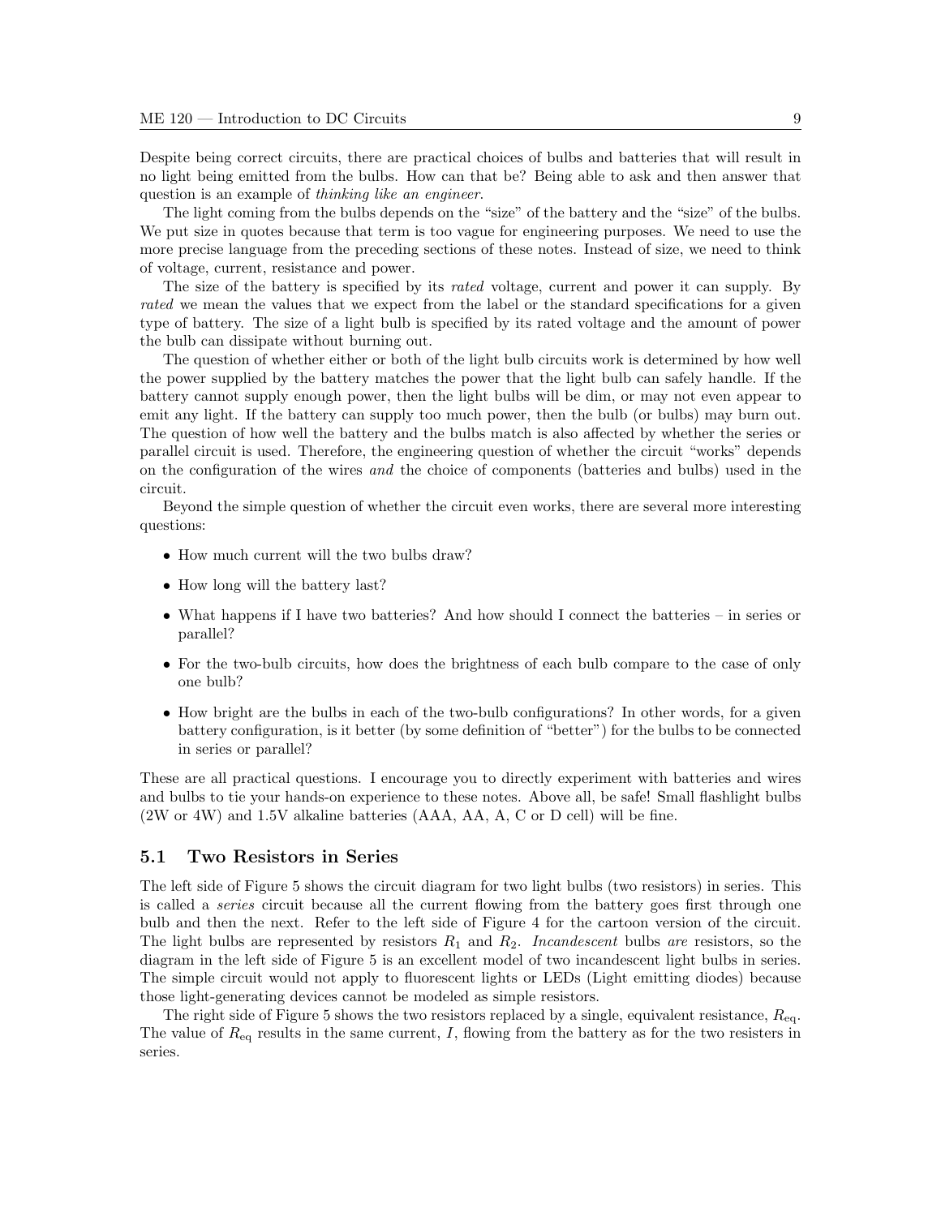Despite being correct circuits, there are practical choices of bulbs and batteries that will result in no light being emitted from the bulbs. How can that be? Being able to ask and then answer that question is an example of *thinking like an engineer*.

The light coming from the bulbs depends on the "size" of the battery and the "size" of the bulbs. We put size in quotes because that term is too vague for engineering purposes. We need to use the more precise language from the preceding sections of these notes. Instead of size, we need to think of voltage, current, resistance and power.

The size of the battery is specified by its *rated* voltage, current and power it can supply. By *rated* we mean the values that we expect from the label or the standard specifications for a given type of battery. The size of a light bulb is specified by its rated voltage and the amount of power the bulb can dissipate without burning out.

The question of whether either or both of the light bulb circuits work is determined by how well the power supplied by the battery matches the power that the light bulb can safely handle. If the battery cannot supply enough power, then the light bulbs will be dim, or may not even appear to emit any light. If the battery can supply too much power, then the bulb (or bulbs) may burn out. The question of how well the battery and the bulbs match is also affected by whether the series or parallel circuit is used. Therefore, the engineering question of whether the circuit "works" depends on the configuration of the wires *and* the choice of components (batteries and bulbs) used in the circuit.

Beyond the simple question of whether the circuit even works, there are several more interesting questions:

- How much current will the two bulbs draw?
- How long will the battery last?
- What happens if I have two batteries? And how should I connect the batteries – in series or parallel?
- For the two-bulb circuits, how does the brightness of each bulb compare to the case of only one bulb?
- How bright are the bulbs in each of the two-bulb configurations? In other words, for a given battery configuration, is it better (by some definition of "better") for the bulbs to be connected in series or parallel?

These are all practical questions. I encourage you to directly experiment with batteries and wires and bulbs to tie your hands-on experience to these notes. Above all, be safe! Small flashlight bulbs (2W or 4W) and 1.5V alkaline batteries (AAA, AA, A, C or D cell) will be fine.

## 5.1 Two Resistors in Series

The left side of Figure 5 shows the circuit diagram for two light bulbs (two resistors) in series. This is called a *series* circuit because all the current flowing from the battery goes first through one bulb and then the next. Refer to the left side of Figure 4 for the cartoon version of the circuit. The light bulbs are represented by resistors $R_1$ and $R_2$. *Incandescent* bulbs *are* resistors, so the diagram in the left side of Figure 5 is an excellent model of two incandescent light bulbs in series. The simple circuit would not apply to fluorescent lights or LEDs (Light emitting diodes) because those light-generating devices cannot be modeled as simple resistors.

The right side of Figure 5 shows the two resistors replaced by a single, equivalent resistance, $R_{\text{eq}}$. The value of $R_{\text{eq}}$ results in the same current, $I$, flowing from the battery as for the two resisters in series.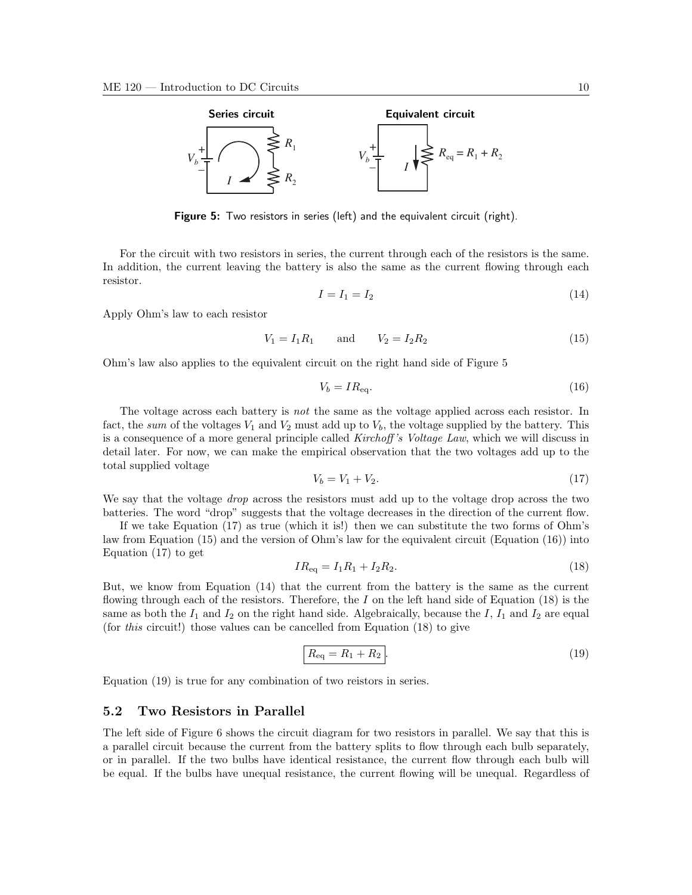**Series circuit** **Equivalent circuit**

**Figure 5:** Two resistors in series (left) and the equivalent circuit (right).

For the circuit with two resistors in series, the current through each of the resistors is the same. In addition, the current leaving the battery is also the same as the current flowing through each resistor.

$$I = I_1 = I_2 \tag{14}$$

Apply Ohm's law to each resistor

$$V_1 = I_1 R_1 \qquad \text{and} \qquad V_2 = I_2 R_2 \tag{15}$$

Ohm's law also applies to the equivalent circuit on the right hand side of Figure 5

$$V_b = I R_{\text{eq}}. \tag{16}$$

The voltage across each battery is *not* the same as the voltage applied across each resistor. In fact, the *sum* of the voltages $V_1$ and $V_2$ must add up to $V_b$, the voltage supplied by the battery. This is a consequence of a more general principle called *Kirchoff's Voltage Law*, which we will discuss in detail later. For now, we can make the empirical observation that the two voltages add up to the total supplied voltage

$$V_b = V_1 + V_2. \tag{17}$$

We say that the voltage *drop* across the resistors must add up to the voltage drop across the two batteries. The word "drop" suggests that the voltage decreases in the direction of the current flow.

If we take Equation (17) as true (which it is!) then we can substitute the two forms of Ohm's law from Equation (15) and the version of Ohm's law for the equivalent circuit (Equation (16)) into Equation (17) to get

$$I R_{\text{eq}} = I_1 R_1 + I_2 R_2. \tag{18}$$

But, we know from Equation (14) that the current from the battery is the same as the current flowing through each of the resistors. Therefore, the $I$ on the left hand side of Equation (18) is the same as both the $I_1$ and $I_2$ on the right hand side. Algebraically, because the $I$, $I_1$ and $I_2$ are equal (for *this* circuit!) those values can be cancelled from Equation (18) to give

$$\boxed{R_{\text{eq}} = R_1 + R_2}. \tag{19}$$

Equation (19) is true for any combination of two reistors in series.

## 5.2 Two Resistors in Parallel

The left side of Figure 6 shows the circuit diagram for two resistors in parallel. We say that this is a parallel circuit because the current from the battery splits to flow through each bulb separately, or in parallel. If the two bulbs have identical resistance, the current flow through each bulb will be equal. If the bulbs have unequal resistance, the current flowing will be unequal. Regardless of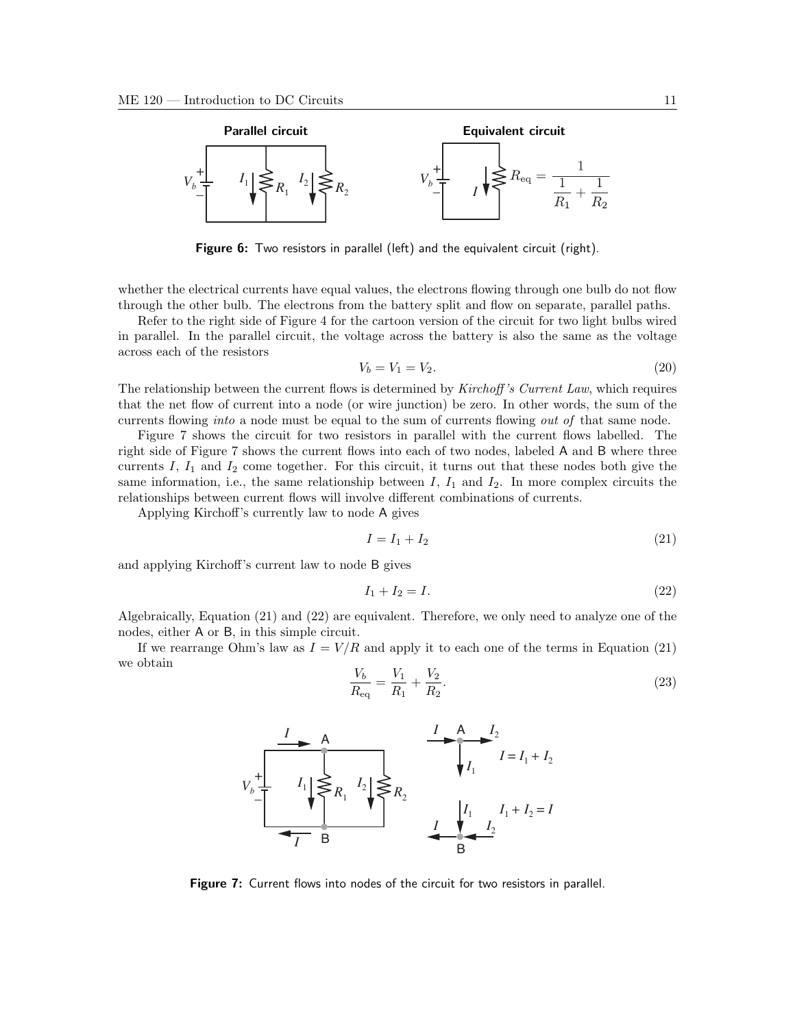**Figure 6:** Two resistors in parallel (left) and the equivalent circuit (right).

whether the electrical currents have equal values, the electrons flowing through one bulb do not flow through the other bulb. The electrons from the battery split and flow on separate, parallel paths.

Refer to the right side of Figure 4 for the cartoon version of the circuit for two light bulbs wired in parallel. In the parallel circuit, the voltage across the battery is also the same as the voltage across each of the resistors

$$V_b = V_1 = V_2. \tag{20}$$

The relationship between the current flows is determined by *Kirchoff's Current Law*, which requires that the net flow of current into a node (or wire junction) be zero. In other words, the sum of the currents flowing *into* a node must be equal to the sum of currents flowing *out of* that same node.

Figure 7 shows the circuit for two resistors in parallel with the current flows labelled. The right side of Figure 7 shows the current flows into each of two nodes, labeled A and B where three currents $I$, $I_1$ and $I_2$ come together. For this circuit, it turns out that these nodes both give the same information, i.e., the same relationship between $I$, $I_1$ and $I_2$. In more complex circuits the relationships between current flows will involve different combinations of currents.

Applying Kirchoff's currently law to node A gives

$$I = I_1 + I_2 \tag{21}$$

and applying Kirchoff's current law to node B gives

$$I_1 + I_2 = I. \tag{22}$$

Algebraically, Equation (21) and (22) are equivalent. Therefore, we only need to analyze one of the nodes, either A or B, in this simple circuit.

If we rearrange Ohm's law as $I = V/R$ and apply it to each one of the terms in Equation (21) we obtain

$$\frac{V_b}{R_{\mathrm{eq}}} = \frac{V_1}{R_1} + \frac{V_2}{R_2}. \tag{23}$$

**Figure 7:** Current flows into nodes of the circuit for two resistors in parallel.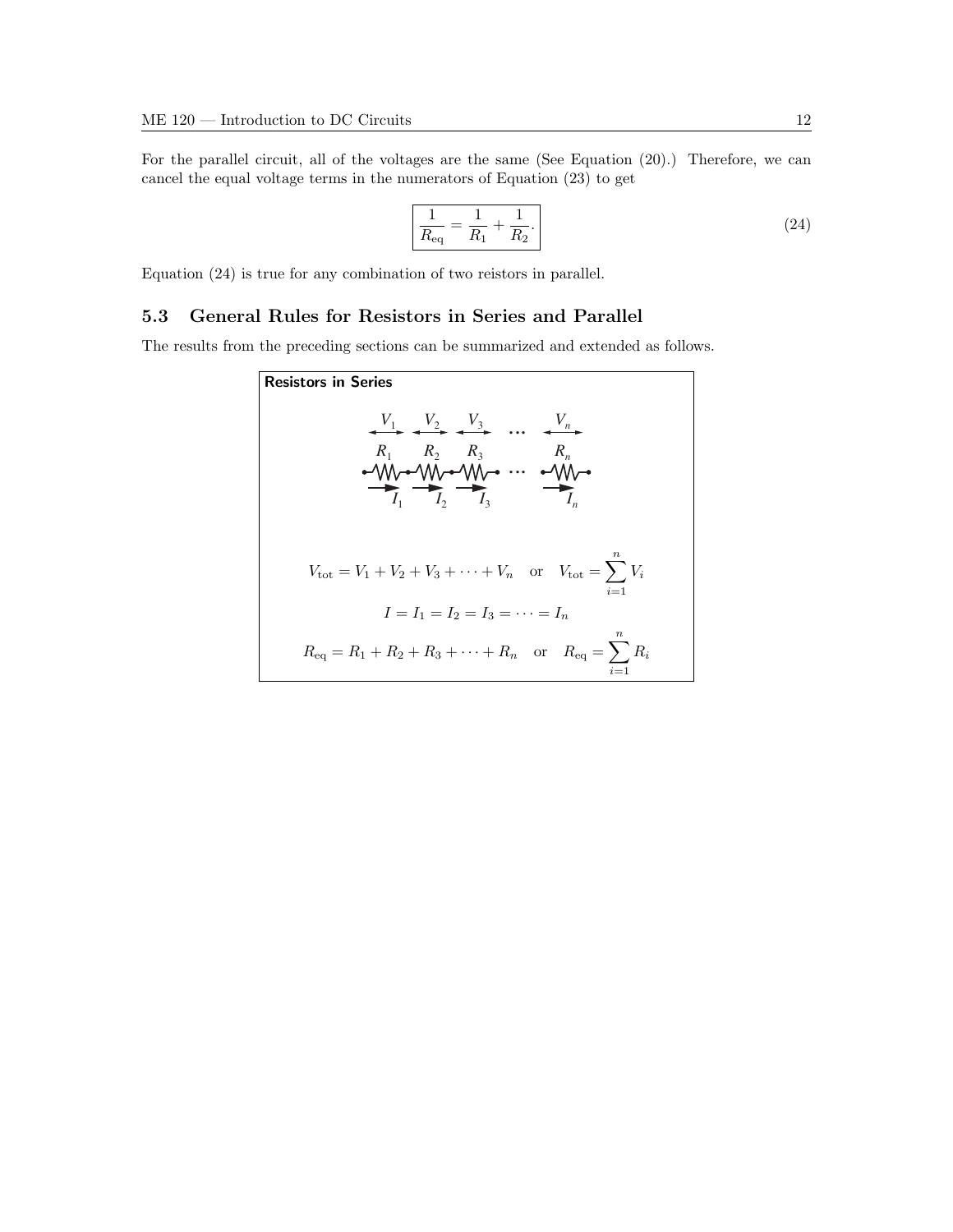For the parallel circuit, all of the voltages are the same (See Equation (20).) Therefore, we can cancel the equal voltage terms in the numerators of Equation (23) to get

$$\boxed{\frac{1}{R_{\mathrm{eq}}} = \frac{1}{R_1} + \frac{1}{R_2}.} \tag{24}$$

Equation (24) is true for any combination of two reistors in parallel.

### 5.3 General Rules for Resistors in Series and Parallel

The results from the preceding sections can be summarized and extended as follows.

**Resistors in Series**

$$V_{\mathrm{tot}} = V_1 + V_2 + V_3 + \cdots + V_n \quad \text{or} \quad V_{\mathrm{tot}} = \sum_{i=1}^{n} V_i$$

$$I = I_1 = I_2 = I_3 = \cdots = I_n$$

$$R_{\mathrm{eq}} = R_1 + R_2 + R_3 + \cdots + R_n \quad \text{or} \quad R_{\mathrm{eq}} = \sum_{i=1}^{n} R_i$$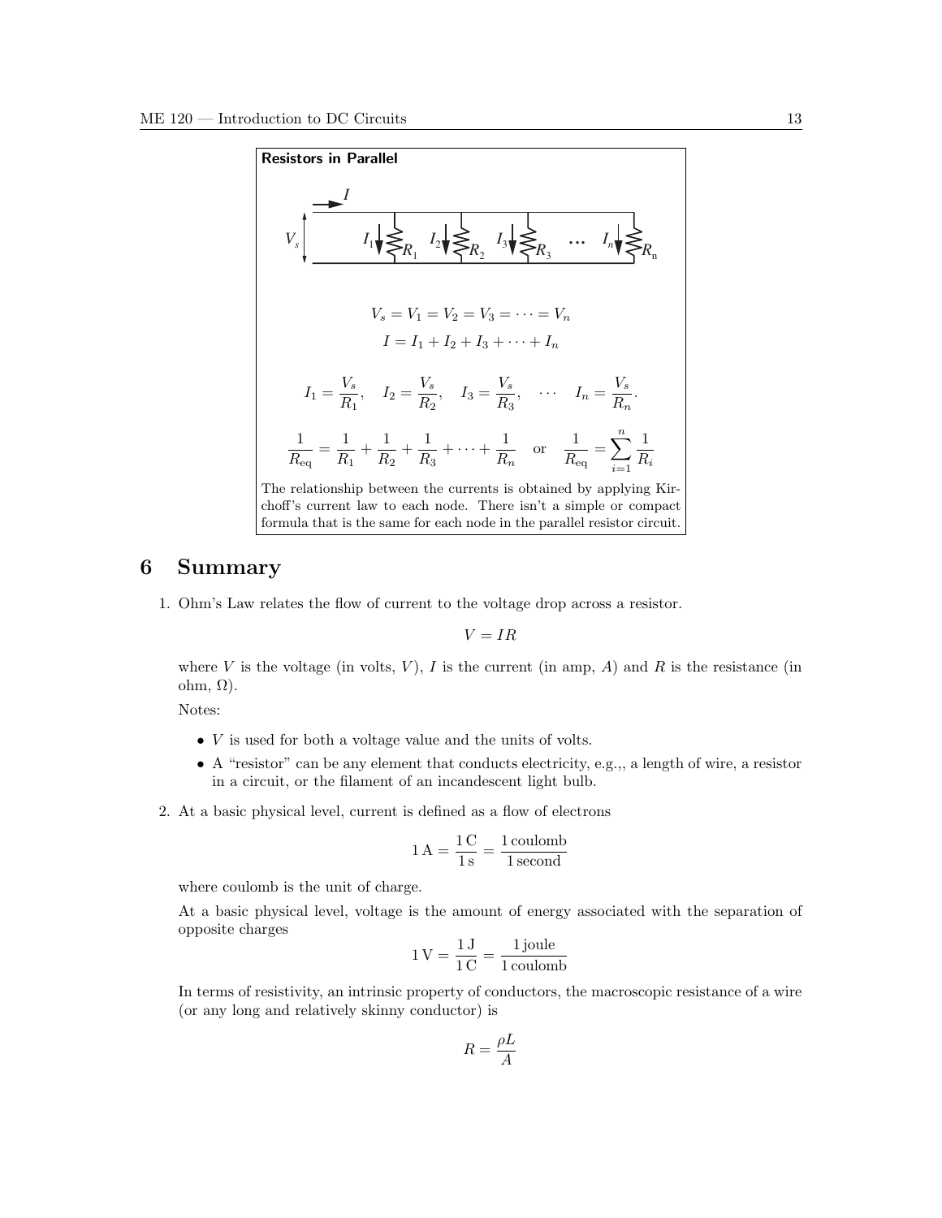**Resistors in Parallel**

$$V_s = V_1 = V_2 = V_3 = \cdots = V_n$$

$$I = I_1 + I_2 + I_3 + \cdots + I_n$$

$$I_1 = \frac{V_s}{R_1}, \quad I_2 = \frac{V_s}{R_2}, \quad I_3 = \frac{V_s}{R_3}, \quad \cdots \quad I_n = \frac{V_s}{R_n}.$$

$$\frac{1}{R_{\text{eq}}} = \frac{1}{R_1} + \frac{1}{R_2} + \frac{1}{R_3} + \cdots + \frac{1}{R_n} \quad \text{or} \quad \frac{1}{R_{\text{eq}}} = \sum_{i=1}^{n} \frac{1}{R_i}$$

The relationship between the currents is obtained by applying Kirchoff's current law to each node. There isn't a simple or compact formula that is the same for each node in the parallel resistor circuit.

# 6 Summary

1. Ohm's Law relates the flow of current to the voltage drop across a resistor.

$$V = IR$$

where $V$ is the voltage (in volts, $V$), $I$ is the current (in amp, $A$) and $R$ is the resistance (in ohm, $\Omega$).

Notes:

- $V$ is used for both a voltage value and the units of volts.
- A "resistor" can be any element that conducts electricity, e.g.,, a length of wire, a resistor in a circuit, or the filament of an incandescent light bulb.

2. At a basic physical level, current is defined as a flow of electrons

$$1\,\text{A} = \frac{1\,\text{C}}{1\,\text{s}} = \frac{1\,\text{coulomb}}{1\,\text{second}}$$

where coulomb is the unit of charge.

At a basic physical level, voltage is the amount of energy associated with the separation of opposite charges

$$1\,\text{V} = \frac{1\,\text{J}}{1\,\text{C}} = \frac{1\,\text{joule}}{1\,\text{coulomb}}$$

In terms of resistivity, an intrinsic property of conductors, the macroscopic resistance of a wire (or any long and relatively skinny conductor) is

$$R = \frac{\rho L}{A}$$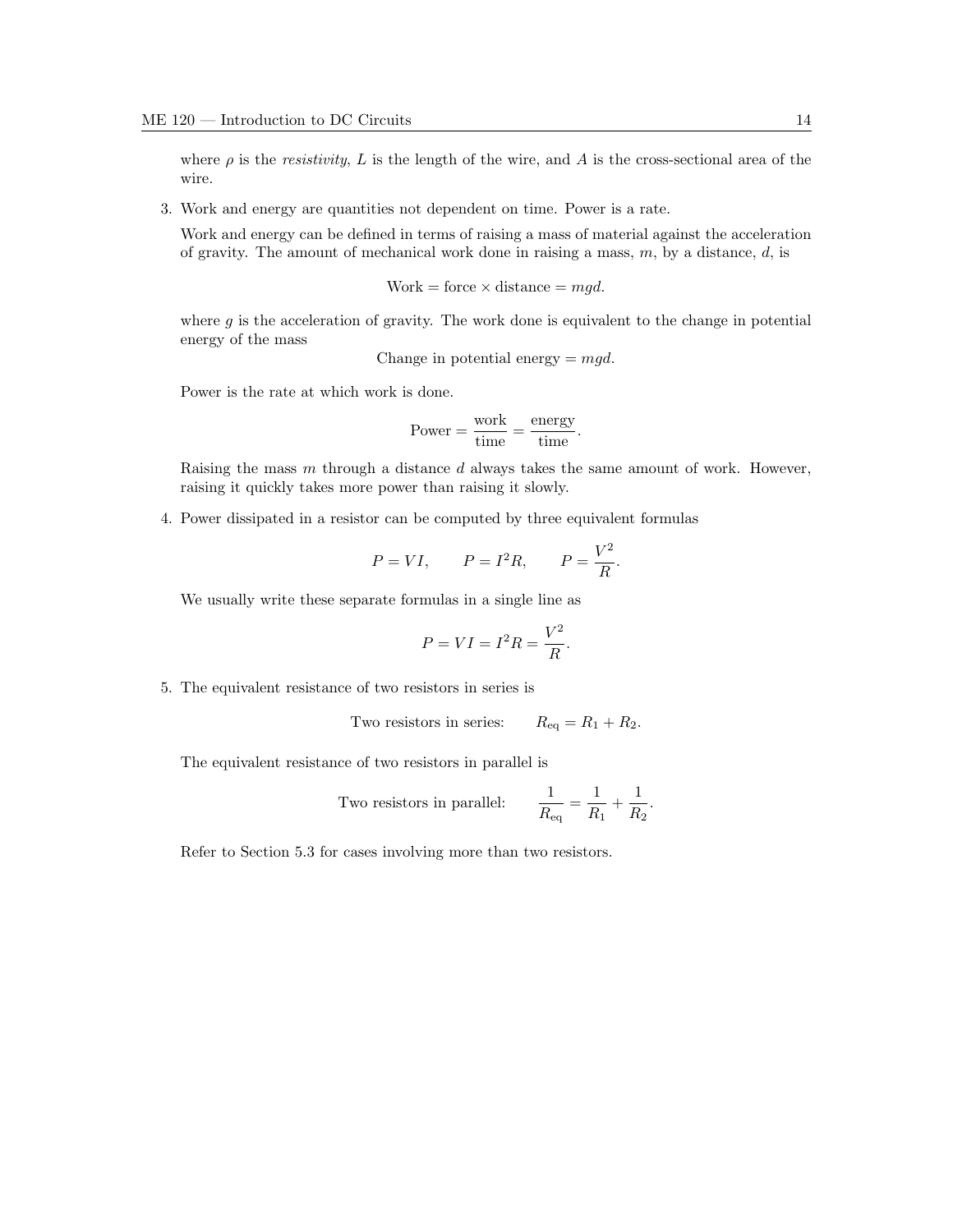where $\rho$ is the *resistivity*, $L$ is the length of the wire, and $A$ is the cross-sectional area of the wire.

3. Work and energy are quantities not dependent on time. Power is a rate.

   Work and energy can be defined in terms of raising a mass of material against the acceleration of gravity. The amount of mechanical work done in raising a mass, $m$, by a distance, $d$, is

   $$\text{Work} = \text{force} \times \text{distance} = mgd.$$

   where $g$ is the acceleration of gravity. The work done is equivalent to the change in potential energy of the mass

   $$\text{Change in potential energy} = mgd.$$

   Power is the rate at which work is done.

   $$\text{Power} = \frac{\text{work}}{\text{time}} = \frac{\text{energy}}{\text{time}}.$$

   Raising the mass $m$ through a distance $d$ always takes the same amount of work. However, raising it quickly takes more power than raising it slowly.

4. Power dissipated in a resistor can be computed by three equivalent formulas

   $$P = VI, \qquad P = I^2 R, \qquad P = \frac{V^2}{R}.$$

   We usually write these separate formulas in a single line as

   $$P = VI = I^2 R = \frac{V^2}{R}.$$

5. The equivalent resistance of two resistors in series is

   $$\text{Two resistors in series:} \qquad R_{\text{eq}} = R_1 + R_2.$$

   The equivalent resistance of two resistors in parallel is

   $$\text{Two resistors in parallel:} \qquad \frac{1}{R_{\text{eq}}} = \frac{1}{R_1} + \frac{1}{R_2}.$$

   Refer to Section 5.3 for cases involving more than two resistors.